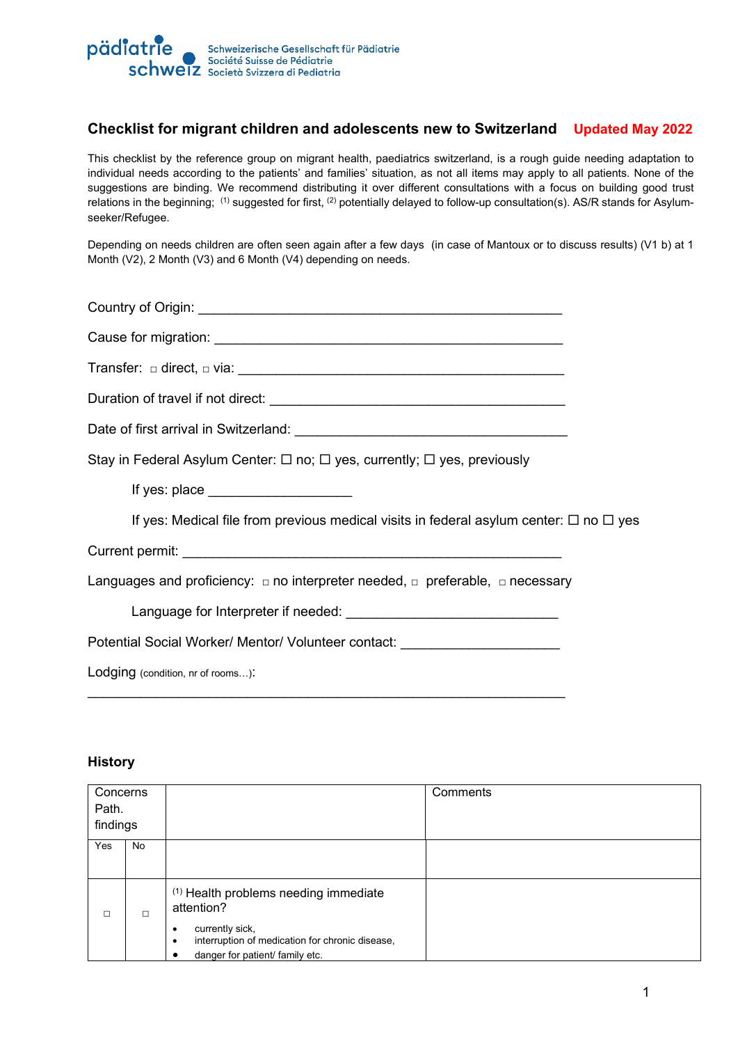pädiatrie schweiz — Schweizerische Gesellschaft für Pädiatrie / Société Suisse de Pédiatrie / Società Svizzera di Pediatria

# Checklist for migrant children and adolescents new to Switzerland **Updated May 2022**

This checklist by the reference group on migrant health, paediatrics switzerland, is a rough guide needing adaptation to individual needs according to the patients' and families' situation, as not all items may apply to all patients. None of the suggestions are binding. We recommend distributing it over different consultations with a focus on building good trust relations in the beginning; (1) suggested for first, (2) potentially delayed to follow-up consultation(s). AS/R stands for Asylum-seeker/Refugee.

Depending on needs children are often seen again after a few days (in case of Mantoux or to discuss results) (V1 b) at 1 Month (V2), 2 Month (V3) and 6 Month (V4) depending on needs.

Country of Origin: ______________________________________________

Cause for migration: ______________________________________________

Transfer: □ direct, □ via: ______________________________________________

Duration of travel if not direct: ______________________________________

Date of first arrival in Switzerland: __________________________________

Stay in Federal Asylum Center: ☐ no; ☐ yes, currently; ☐ yes, previously

If yes: place ___________________

If yes: Medical file from previous medical visits in federal asylum center: ☐ no ☐ yes

Current permit: ______________________________________________

Languages and proficiency: □ no interpreter needed, □ preferable, □ necessary

Language for Interpreter if needed: ____________________________

Potential Social Worker/ Mentor/ Volunteer contact: ____________________

Lodging (condition, nr of rooms…):

______________________________________________________________

## History

| Concerns Path. findings | | | Comments |
|---|---|---|---|
| Yes | No | | |
| □ | □ | (1) Health problems needing immediate attention?<br>• currently sick,<br>• interruption of medication for chronic disease,<br>• danger for patient/ family etc. | |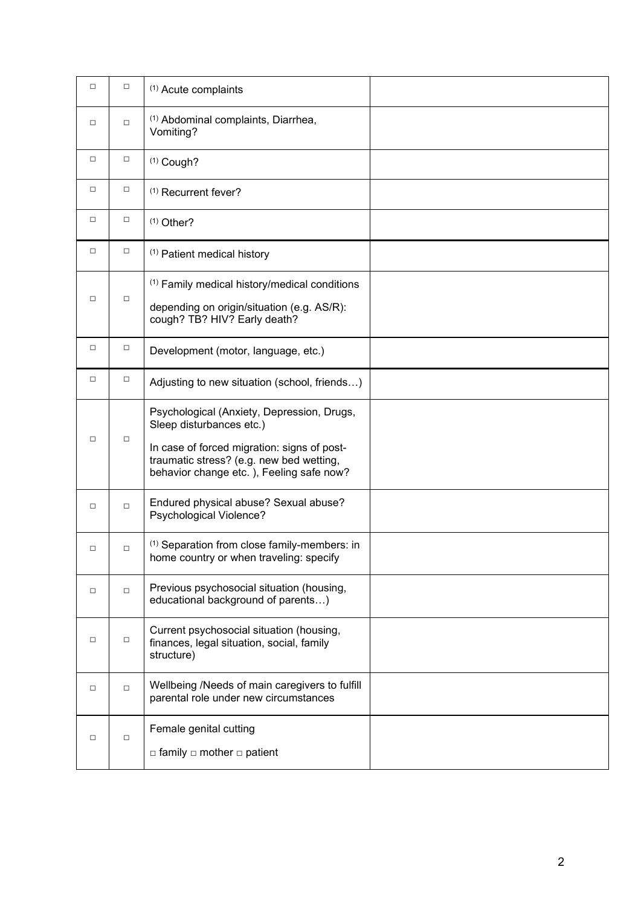| □ | □ | [1] Acute complaints | |
|---|---|---|---|
| □ | □ | [1] Abdominal complaints, Diarrhea, Vomiting? | |
| □ | □ | [1] Cough? | |
| □ | □ | [1] Recurrent fever? | |
| □ | □ | [1] Other? | |
| □ | □ | [1] Patient medical history | |
| □ | □ | [1] Family medical history/medical conditions<br><br>depending on origin/situation (e.g. AS/R): cough? TB? HIV? Early death? | |
| □ | □ | Development (motor, language, etc.) | |
| □ | □ | Adjusting to new situation (school, friends…) | |
| □ | □ | Psychological (Anxiety, Depression, Drugs, Sleep disturbances etc.)<br><br>In case of forced migration: signs of post-traumatic stress? (e.g. new bed wetting, behavior change etc. ), Feeling safe now? | |
| □ | □ | Endured physical abuse? Sexual abuse? Psychological Violence? | |
| □ | □ | [1] Separation from close family-members: in home country or when traveling: specify | |
| □ | □ | Previous psychosocial situation (housing, educational background of parents…) | |
| □ | □ | Current psychosocial situation (housing, finances, legal situation, social, family structure) | |
| □ | □ | Wellbeing /Needs of main caregivers to fulfill parental role under new circumstances | |
| □ | □ | Female genital cutting<br><br>□ family □ mother □ patient | |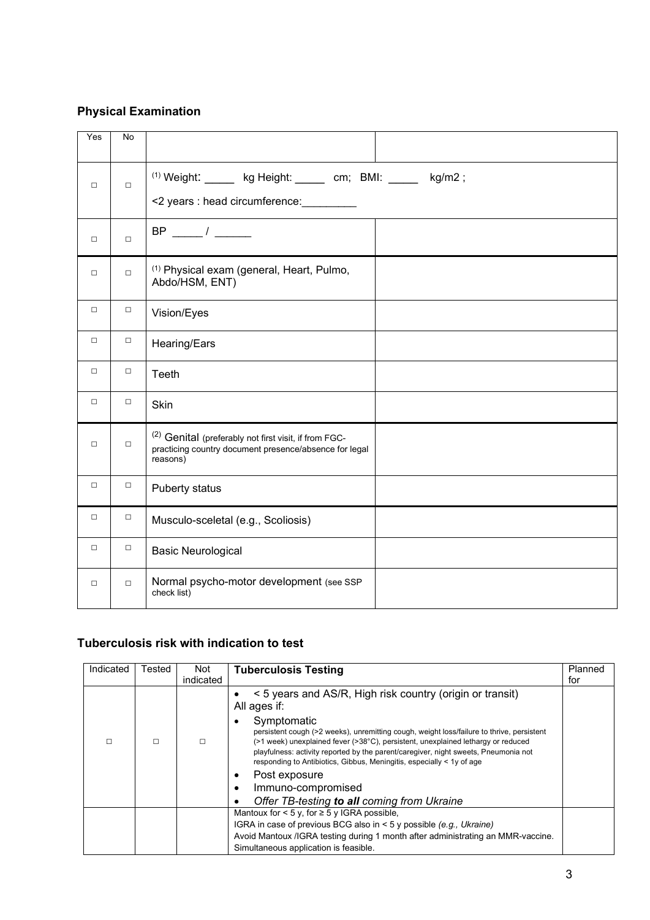## Physical Examination

| Yes | No | | |
|---|---|---|---|
| ☐ | ☐ | [1] Weight: _____ kg Height: _____ cm; BMI: _____ kg/m2 ;<br><2 years : head circumference:_________ | |
| ☐ | ☐ | BP _____ / ______ | |
| ☐ | ☐ | [1] Physical exam (general, Heart, Pulmo, Abdo/HSM, ENT) | |
| ☐ | ☐ | Vision/Eyes | |
| ☐ | ☐ | Hearing/Ears | |
| ☐ | ☐ | Teeth | |
| ☐ | ☐ | Skin | |
| ☐ | ☐ | [2] Genital (preferably not first visit, if from FGC-practicing country document presence/absence for legal reasons) | |
| ☐ | ☐ | Puberty status | |
| ☐ | ☐ | Musculo-sceletal (e.g., Scoliosis) | |
| ☐ | ☐ | Basic Neurological | |
| ☐ | ☐ | Normal psycho-motor development (see SSP check list) | |

## Tuberculosis risk with indication to test

| Indicated | Tested | Not indicated | Tuberculosis Testing | Planned for |
|---|---|---|---|---|
| ☐ | ☐ | ☐ | • < 5 years and AS/R, High risk country (origin or transit)<br>All ages if:<br>• Symptomatic<br>persistent cough (>2 weeks), unremitting cough, weight loss/failure to thrive, persistent (>1 week) unexplained fever (>38°C), persistent, unexplained lethargy or reduced playfulness: activity reported by the parent/caregiver, night sweets, Pneumonia not responding to Antibiotics, Gibbus, Meningitis, especially < 1y of age<br>• Post exposure<br>• Immuno-compromised<br>• *Offer TB-testing **to all** coming from Ukraine* | |
| | | | Mantoux for < 5 y, for ≥ 5 y IGRA possible,<br>IGRA in case of previous BCG also in < 5 y possible *(e.g., Ukraine)*<br>Avoid Mantoux /IGRA testing during 1 month after administrating an MMR-vaccine. Simultaneous application is feasible. | |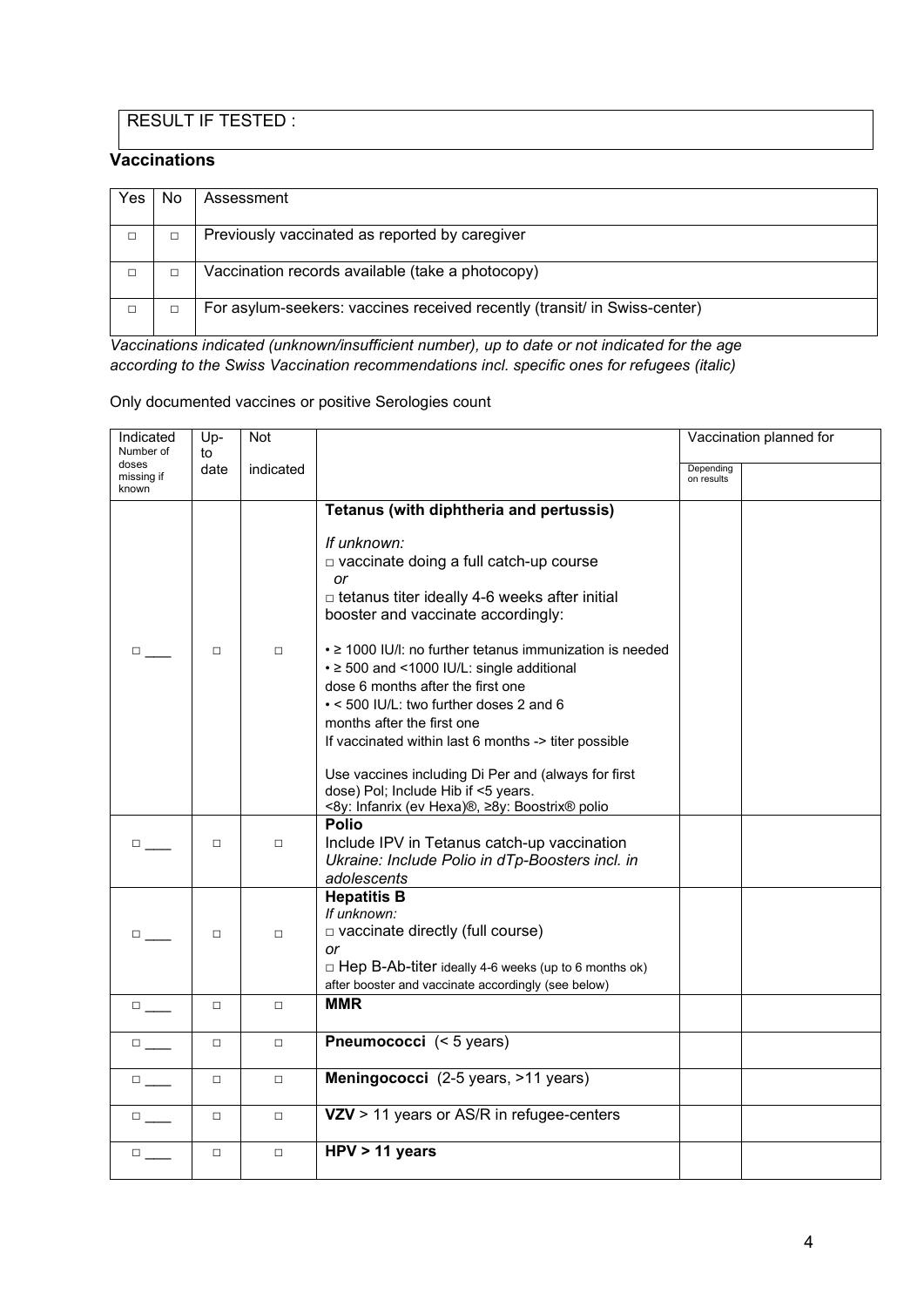| RESULT IF TESTED : |
|---|

## Vaccinations

| Yes | No | Assessment |
|---|---|---|
| □ | □ | Previously vaccinated as reported by caregiver |
| □ | □ | Vaccination records available (take a photocopy) |
| □ | □ | For asylum-seekers: vaccines received recently (transit/ in Swiss-center) |

*Vaccinations indicated (unknown/insufficient number), up to date or not indicated for the age according to the Swiss Vaccination recommendations incl. specific ones for refugees (italic)*

Only documented vaccines or positive Serologies count

| Indicated Number of doses missing if known | Up-to date | Not indicated | | Vaccination planned for | |
|---|---|---|---|---|---|
| | | | | Depending on results | |
| □ ___ | □ | □ | **Tetanus (with diphtheria and pertussis)**<br><br>*If unknown:*<br>□ vaccinate doing a full catch-up course<br>*or*<br>□ tetanus titer ideally 4-6 weeks after initial booster and vaccinate accordingly:<br><br>• ≥ 1000 IU/l: no further tetanus immunization is needed<br>• ≥ 500 and <1000 IU/L: single additional dose 6 months after the first one<br>• < 500 IU/L: two further doses 2 and 6 months after the first one<br>If vaccinated within last 6 months -> titer possible<br><br>Use vaccines including Di Per and (always for first dose) Pol; Include Hib if <5 years.<br><8y: Infanrix (ev Hexa)®, ≥8y: Boostrix® polio | | |
| □ ___ | □ | □ | **Polio**<br>Include IPV in Tetanus catch-up vaccination<br>*Ukraine: Include Polio in dTp-Boosters incl. in adolescents* | | |
| □ ___ | □ | □ | **Hepatitis B**<br>*If unknown:*<br>□ vaccinate directly (full course)<br>*or*<br>□ Hep B-Ab-titer ideally 4-6 weeks (up to 6 months ok) after booster and vaccinate accordingly (see below) | | |
| □ ___ | □ | □ | **MMR** | | |
| □ ___ | □ | □ | **Pneumococci** (< 5 years) | | |
| □ ___ | □ | □ | **Meningococci** (2-5 years, >11 years) | | |
| □ ___ | □ | □ | **VZV** > 11 years or AS/R in refugee-centers | | |
| □ ___ | □ | □ | **HPV > 11 years** | | |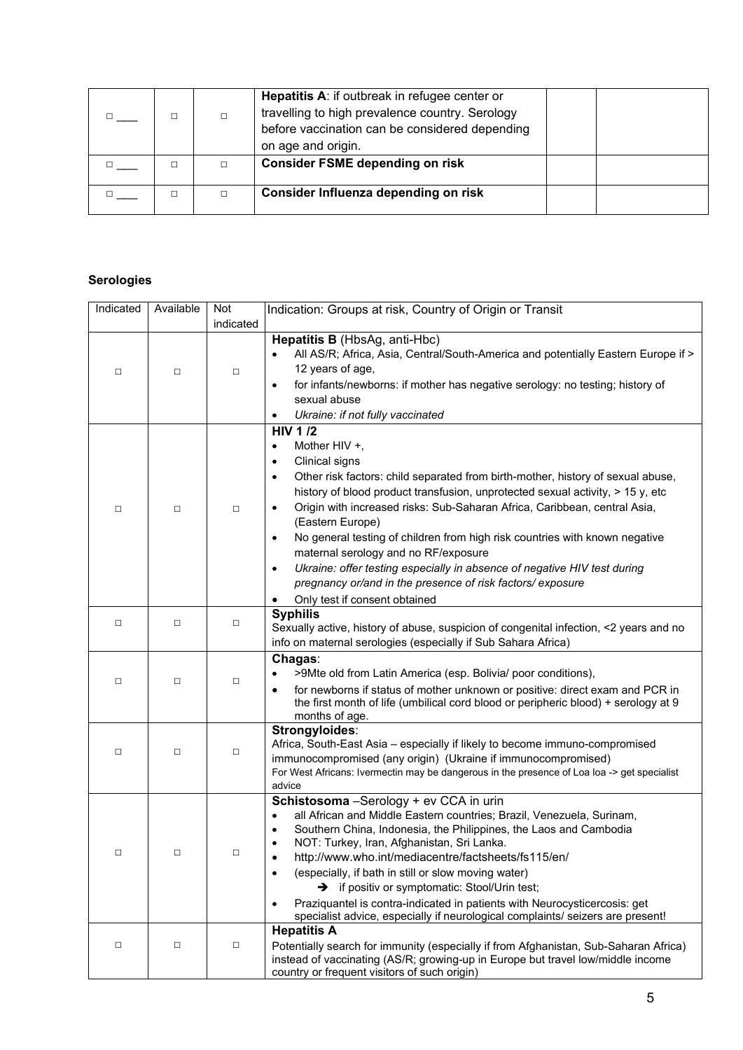| | | | | | |
|---|---|---|---|---|---|
| □ ___ | □ | □ | **Hepatitis A**: if outbreak in refugee center or travelling to high prevalence country. Serology before vaccination can be considered depending on age and origin. | | |
| □ ___ | □ | □ | **Consider FSME depending on risk** | | |
| □ ___ | □ | □ | **Consider Influenza depending on risk** | | |

**Serologies**

| Indicated | Available | Not indicated | Indication: Groups at risk, Country of Origin or Transit |
|---|---|---|---|
| □ | □ | □ | **Hepatitis B** (HbsAg, anti-Hbc)<br>• All AS/R; Africa, Asia, Central/South-America and potentially Eastern Europe if > 12 years of age,<br>• for infants/newborns: if mother has negative serology: no testing; history of sexual abuse<br>• *Ukraine: if not fully vaccinated* |
| □ | □ | □ | **HIV 1 /2**<br>• Mother HIV +,<br>• Clinical signs<br>• Other risk factors: child separated from birth-mother, history of sexual abuse, history of blood product transfusion, unprotected sexual activity, > 15 y, etc<br>• Origin with increased risks: Sub-Saharan Africa, Caribbean, central Asia, (Eastern Europe)<br>• No general testing of children from high risk countries with known negative maternal serology and no RF/exposure<br>• *Ukraine: offer testing especially in absence of negative HIV test during pregnancy or/and in the presence of risk factors/ exposure*<br>• Only test if consent obtained |
| □ | □ | □ | **Syphilis**<br>Sexually active, history of abuse, suspicion of congenital infection, <2 years and no info on maternal serologies (especially if Sub Sahara Africa) |
| □ | □ | □ | **Chagas**:<br>• >9Mte old from Latin America (esp. Bolivia/ poor conditions),<br>• for newborns if status of mother unknown or positive: direct exam and PCR in the first month of life (umbilical cord blood or peripheric blood) + serology at 9 months of age. |
| □ | □ | □ | **Strongyloides**:<br>Africa, South-East Asia – especially if likely to become immuno-compromised immunocompromised (any origin) (Ukraine if immunocompromised)<br>For West Africans: Ivermectin may be dangerous in the presence of Loa loa -> get specialist advice |
| □ | □ | □ | **Schistosoma** –Serology + ev CCA in urin<br>• all African and Middle Eastern countries; Brazil, Venezuela, Surinam,<br>• Southern China, Indonesia, the Philippines, the Laos and Cambodia<br>• NOT: Turkey, Iran, Afghanistan, Sri Lanka.<br>• http://www.who.int/mediacentre/factsheets/fs115/en/<br>• (especially, if bath in still or slow moving water)<br>➔ if positiv or symptomatic: Stool/Urin test;<br>• Praziquantel is contra-indicated in patients with Neurocysticercosis: get specialist advice, especially if neurological complaints/ seizers are present! |
| □ | □ | □ | **Hepatitis A**<br>Potentially search for immunity (especially if from Afghanistan, Sub-Saharan Africa) instead of vaccinating (AS/R; growing-up in Europe but travel low/middle income country or frequent visitors of such origin) |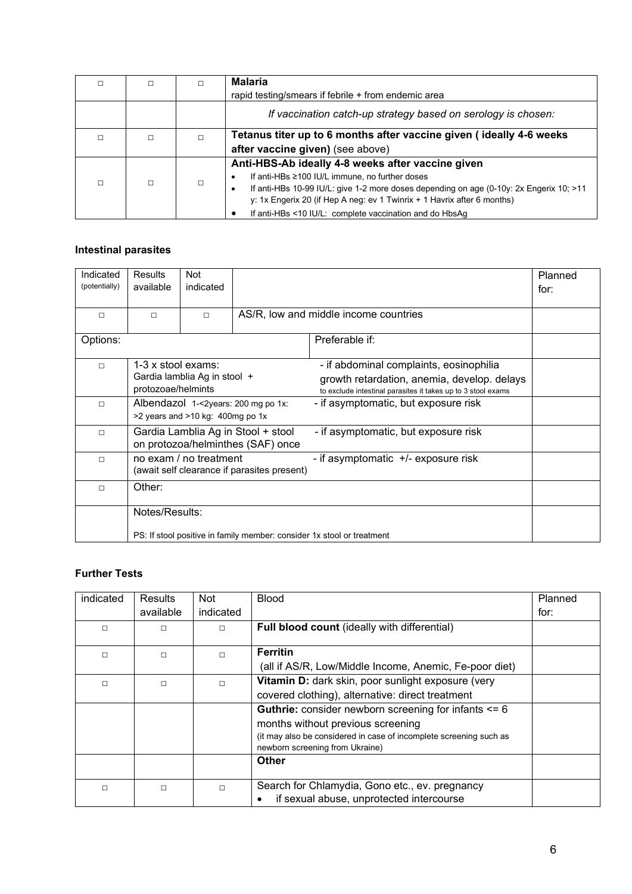| | | | |
|---|---|---|---|
| □ | □ | □ | **Malaria**<br>rapid testing/smears if febrile + from endemic area |
| | | | *If vaccination catch-up strategy based on serology is chosen:* |
| □ | □ | □ | **Tetanus titer up to 6 months after vaccine given ( ideally 4-6 weeks after vaccine given)** (see above) |
| □ | □ | □ | **Anti-HBS-Ab ideally 4-8 weeks after vaccine given**<br>• If anti-HBs ≥100 IU/L immune, no further doses<br>• If anti-HBs 10-99 IU/L: give 1-2 more doses depending on age (0-10y: 2x Engerix 10; >11 y: 1x Engerix 20 (if Hep A neg: ev 1 Twinrix + 1 Havrix after 6 months)<br>• If anti-HBs <10 IU/L: complete vaccination and do HbsAg |

### Intestinal parasites

| Indicated (potentially) | Results available | Not indicated | | | Planned for: |
|---|---|---|---|---|---|
| □ | □ | □ | AS/R, low and middle income countries | | |
| Options: | | | | Preferable if: | |
| □ | 1-3 x stool exams:<br>Gardia lamblia Ag in stool + protozoae/helmints | | | - if abdominal complaints, eosinophilia growth retardation, anemia, develop. delays<br>to exclude intestinal parasites it takes up to 3 stool exams | |
| □ | Albendazol 1-<2years: 200 mg po 1x:<br>>2 years and >10 kg: 400mg po 1x | | | - if asymptomatic, but exposure risk | |
| □ | Gardia Lamblia Ag in Stool + stool on protozoa/helminthes (SAF) once | | | - if asymptomatic, but exposure risk | |
| □ | no exam / no treatment<br>(await self clearance if parasites present) | | | - if asymptomatic +/- exposure risk | |
| □ | Other: | | | | |
| | Notes/Results:<br><br>PS: If stool positive in family member: consider 1x stool or treatment | | | | |

### Further Tests

| indicated | Results available | Not indicated | Blood | Planned for: |
|---|---|---|---|---|
| □ | □ | □ | **Full blood count** (ideally with differential) | |
| □ | □ | □ | **Ferritin**<br>(all if AS/R, Low/Middle Income, Anemic, Fe-poor diet) | |
| □ | □ | □ | **Vitamin D:** dark skin, poor sunlight exposure (very covered clothing), alternative: direct treatment | |
| | | | **Guthrie:** consider newborn screening for infants <= 6 months without previous screening<br>(it may also be considered in case of incomplete screening such as newborn screening from Ukraine) | |
| | | | **Other** | |
| □ | □ | □ | Search for Chlamydia, Gono etc., ev. pregnancy<br>• if sexual abuse, unprotected intercourse | |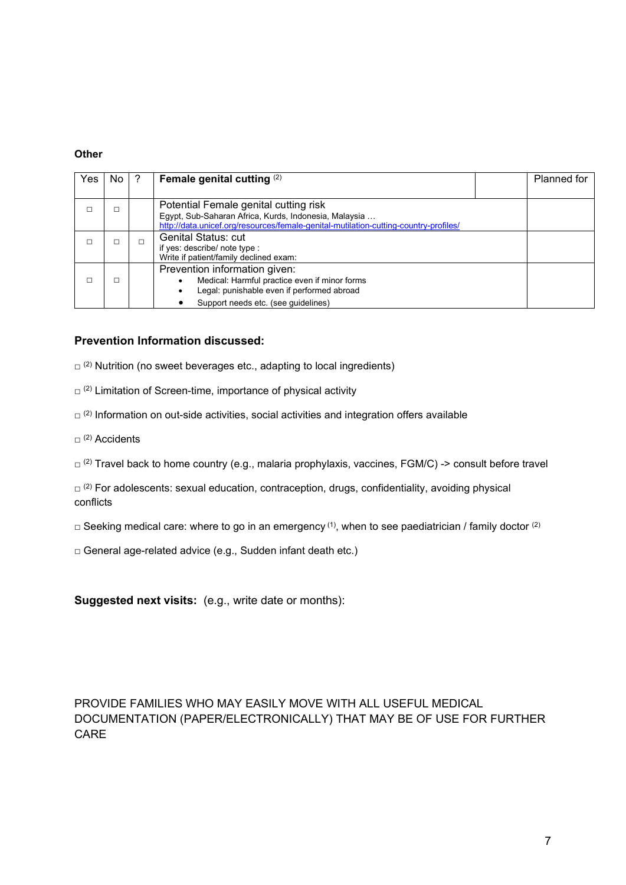**Other**

| Yes | No | ? | Female genital cutting [2] | | Planned for |
|---|---|---|---|---|---|
| □ | □ | | Potential Female genital cutting risk<br>Egypt, Sub-Saharan Africa, Kurds, Indonesia, Malaysia …<br>http://data.unicef.org/resources/female-genital-mutilation-cutting-country-profiles/ | | |
| □ | □ | □ | Genital Status: cut<br>if yes: describe/ note type :<br>Write if patient/family declined exam: | | |
| □ | □ | | Prevention information given:<br>• Medical: Harmful practice even if minor forms<br>• Legal: punishable even if performed abroad<br>• Support needs etc. (see guidelines) | | |

**Prevention Information discussed:**

□ [2] Nutrition (no sweet beverages etc., adapting to local ingredients)

□ [2] Limitation of Screen-time, importance of physical activity

□ [2] Information on out-side activities, social activities and integration offers available

□ [2] Accidents

□ [2] Travel back to home country (e.g., malaria prophylaxis, vaccines, FGM/C) -> consult before travel

□ [2] For adolescents: sexual education, contraception, drugs, confidentiality, avoiding physical conflicts

□ Seeking medical care: where to go in an emergency [1], when to see paediatrician / family doctor [2]

□ General age-related advice (e.g., Sudden infant death etc.)

**Suggested next visits:** (e.g., write date or months):

PROVIDE FAMILIES WHO MAY EASILY MOVE WITH ALL USEFUL MEDICAL DOCUMENTATION (PAPER/ELECTRONICALLY) THAT MAY BE OF USE FOR FURTHER CARE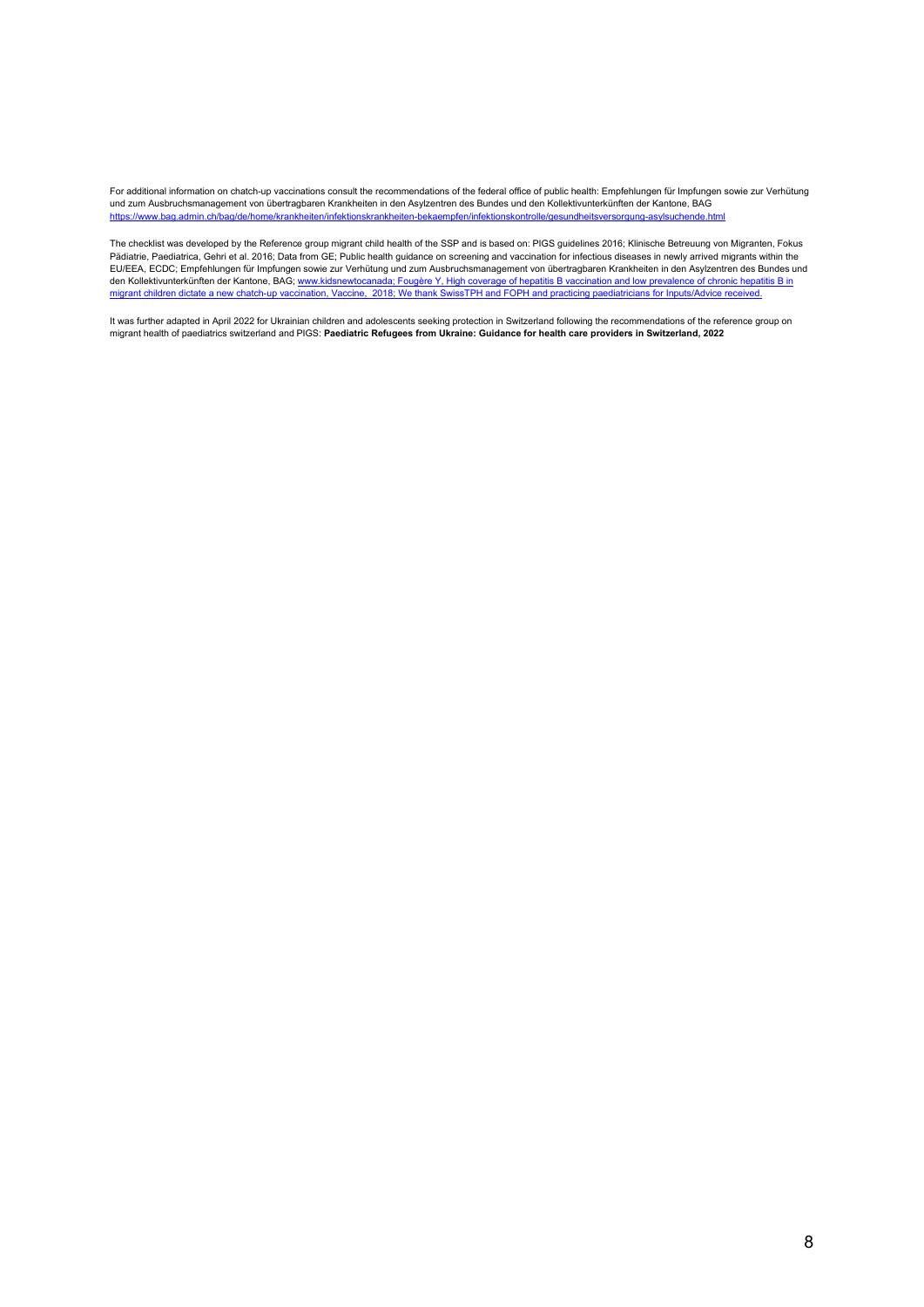For additional information on chatch-up vaccinations consult the recommendations of the federal office of public health: Empfehlungen für Impfungen sowie zur Verhütung und zum Ausbruchsmanagement von übertragbaren Krankheiten in den Asylzentren des Bundes und den Kollektivunterkünften der Kantone, BAG https://www.bag.admin.ch/bag/de/home/krankheiten/infektionskrankheiten-bekaempfen/infektionskontrolle/gesundheitsversorgung-asylsuchende.html

The checklist was developed by the Reference group migrant child health of the SSP and is based on: PIGS guidelines 2016; Klinische Betreuung von Migranten, Fokus Pädiatrie, Paediatrica, Gehri et al. 2016; Data from GE; Public health guidance on screening and vaccination for infectious diseases in newly arrived migrants within the EU/EEA, ECDC; Empfehlungen für Impfungen sowie zur Verhütung und zum Ausbruchsmanagement von übertragbaren Krankheiten in den Asylzentren des Bundes und den Kollektivunterkünften der Kantone, BAG; www.kidsnewtocanada; Fougère Y, High coverage of hepatitis B vaccination and low prevalence of chronic hepatitis B in migrant children dictate a new chatch-up vaccination, Vaccine, 2018; We thank SwissTPH and FOPH and practicing paediatricians for Inputs/Advice received.

It was further adapted in April 2022 for Ukrainian children and adolescents seeking protection in Switzerland following the recommendations of the reference group on migrant health of paediatrics switzerland and PIGS: **Paediatric Refugees from Ukraine: Guidance for health care providers in Switzerland, 2022**